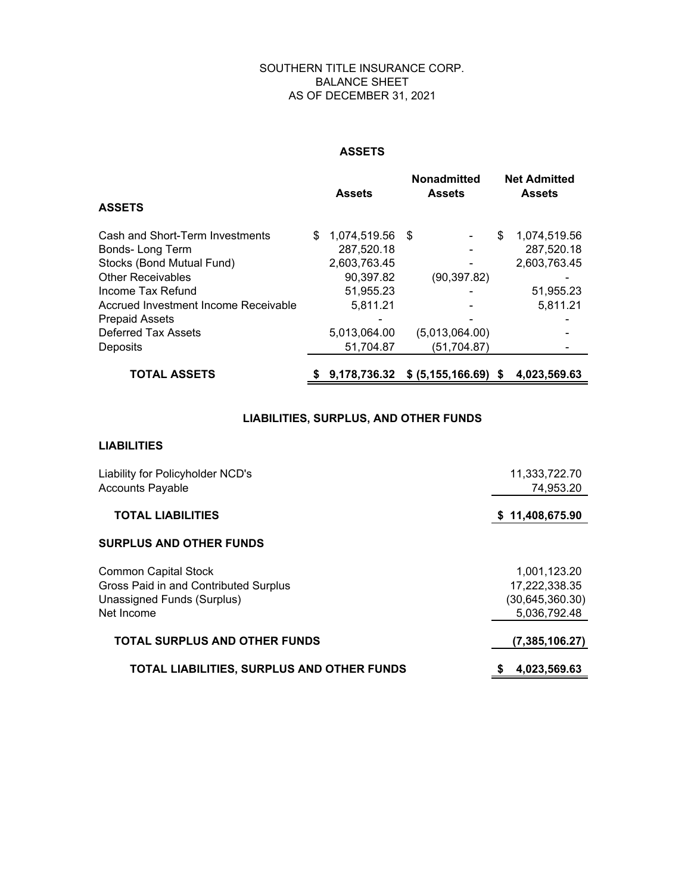# SOUTHERN TITLE INSURANCE CORP.
## BALANCE SHEET
## AS OF DECEMBER 31, 2021

### ASSETS

| ASSETS | Assets | Nonadmitted Assets | Net Admitted Assets |
|---|---|---|---|
| Cash and Short-Term Investments | $ 1,074,519.56 | $ - | $ 1,074,519.56 |
| Bonds- Long Term | 287,520.18 | - | 287,520.18 |
| Stocks (Bond Mutual Fund) | 2,603,763.45 | - | 2,603,763.45 |
| Other Receivables | 90,397.82 | (90,397.82) | - |
| Income Tax Refund | 51,955.23 | - | 51,955.23 |
| Accrued Investment Income Receivable | 5,811.21 | - | 5,811.21 |
| Prepaid Assets | - | - | - |
| Deferred Tax Assets | 5,013,064.00 | (5,013,064.00) | - |
| Deposits | 51,704.87 | (51,704.87) | - |
| **TOTAL ASSETS** | **$ 9,178,736.32** | **$ (5,155,166.69)** | **$ 4,023,569.63** |

### LIABILITIES, SURPLUS, AND OTHER FUNDS

| | |
|---|---|
| **LIABILITIES** | |
| Liability for Policyholder NCD's | 11,333,722.70 |
| Accounts Payable | 74,953.20 |
| **TOTAL LIABILITIES** | **$ 11,408,675.90** |
| **SURPLUS AND OTHER FUNDS** | |
| Common Capital Stock | 1,001,123.20 |
| Gross Paid in and Contributed Surplus | 17,222,338.35 |
| Unassigned Funds (Surplus) | (30,645,360.30) |
| Net Income | 5,036,792.48 |
| **TOTAL SURPLUS AND OTHER FUNDS** | **(7,385,106.27)** |
| **TOTAL LIABILITIES, SURPLUS AND OTHER FUNDS** | **$ 4,023,569.63** |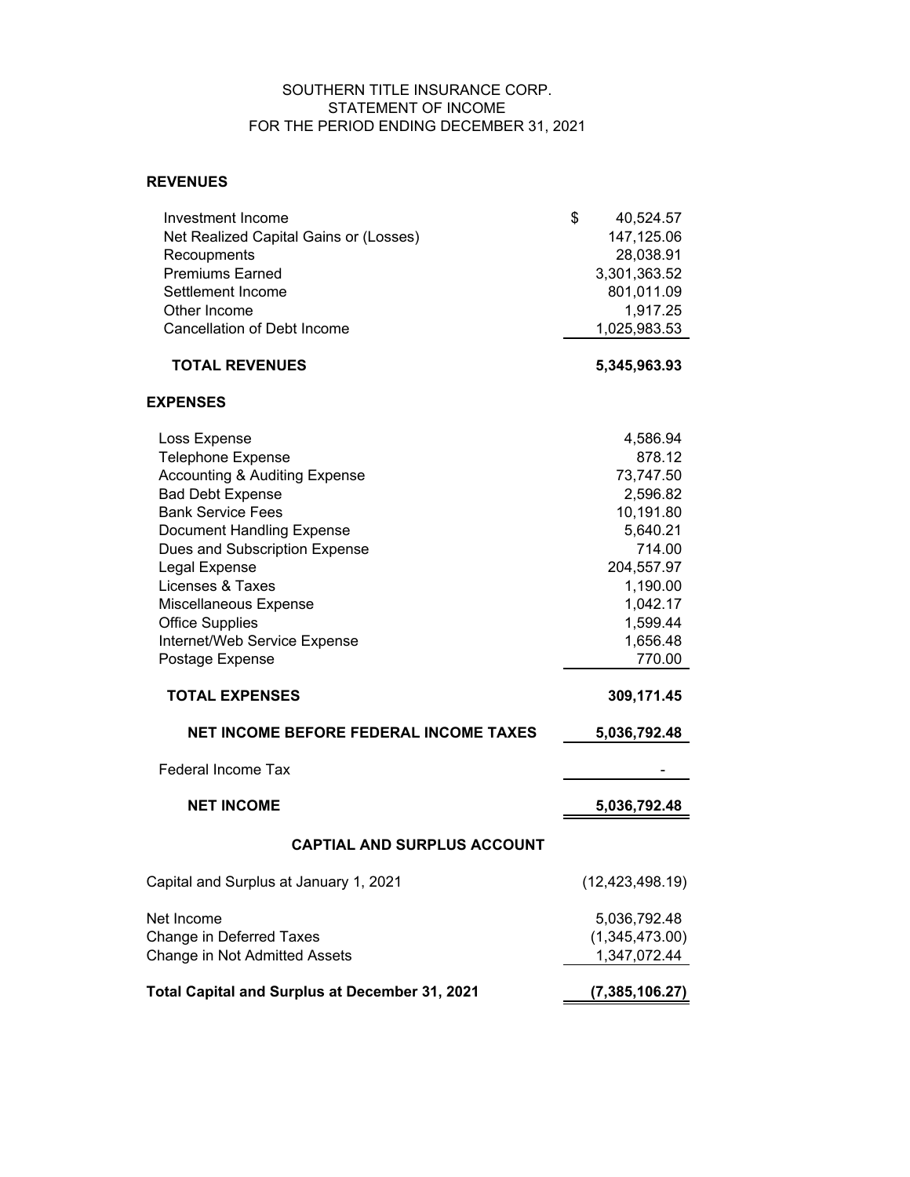SOUTHERN TITLE INSURANCE CORP.
STATEMENT OF INCOME
FOR THE PERIOD ENDING DECEMBER 31, 2021

| | |
|---|---|
| **REVENUES** | |
| Investment Income | $ 40,524.57 |
| Net Realized Capital Gains or (Losses) | 147,125.06 |
| Recoupments | 28,038.91 |
| Premiums Earned | 3,301,363.52 |
| Settlement Income | 801,011.09 |
| Other Income | 1,917.25 |
| Cancellation of Debt Income | 1,025,983.53 |
| **TOTAL REVENUES** | **5,345,963.93** |
| **EXPENSES** | |
| Loss Expense | 4,586.94 |
| Telephone Expense | 878.12 |
| Accounting & Auditing Expense | 73,747.50 |
| Bad Debt Expense | 2,596.82 |
| Bank Service Fees | 10,191.80 |
| Document Handling Expense | 5,640.21 |
| Dues and Subscription Expense | 714.00 |
| Legal Expense | 204,557.97 |
| Licenses & Taxes | 1,190.00 |
| Miscellaneous Expense | 1,042.17 |
| Office Supplies | 1,599.44 |
| Internet/Web Service Expense | 1,656.48 |
| Postage Expense | 770.00 |
| **TOTAL EXPENSES** | **309,171.45** |
| **NET INCOME BEFORE FEDERAL INCOME TAXES** | **5,036,792.48** |
| Federal Income Tax | - |
| **NET INCOME** | **5,036,792.48** |

**CAPTIAL AND SURPLUS ACCOUNT**

| | |
|---|---|
| Capital and Surplus at January 1, 2021 | (12,423,498.19) |
| Net Income | 5,036,792.48 |
| Change in Deferred Taxes | (1,345,473.00) |
| Change in Not Admitted Assets | 1,347,072.44 |
| **Total Capital and Surplus at December 31, 2021** | **(7,385,106.27)** |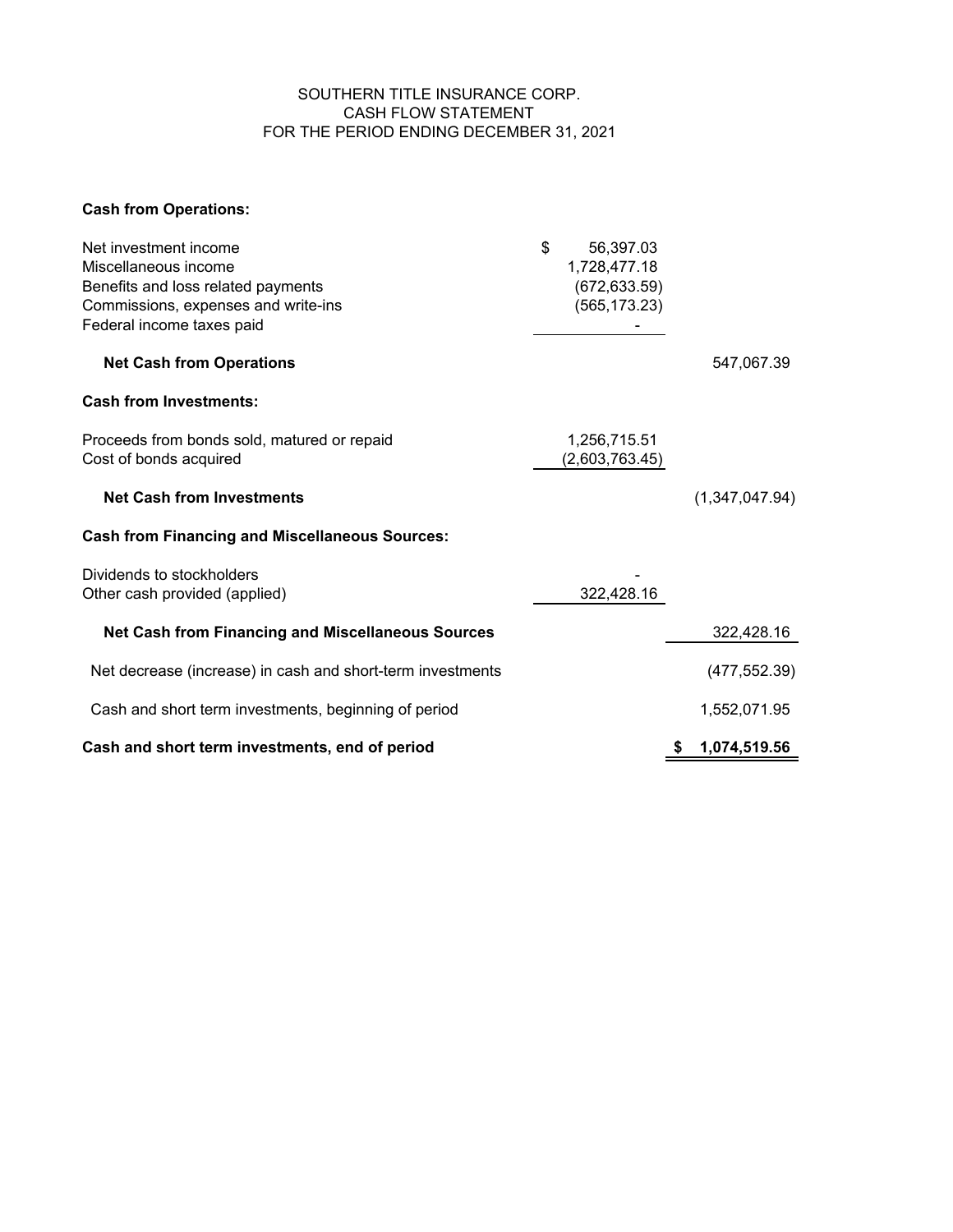SOUTHERN TITLE INSURANCE CORP.
CASH FLOW STATEMENT
FOR THE PERIOD ENDING DECEMBER 31, 2021

| | | |
|---|---|---|
| **Cash from Operations:** | | |
| Net investment income | $ 56,397.03 | |
| Miscellaneous income | 1,728,477.18 | |
| Benefits and loss related payments | (672,633.59) | |
| Commissions, expenses and write-ins | (565,173.23) | |
| Federal income taxes paid | - | |
| **Net Cash from Operations** | | 547,067.39 |
| **Cash from Investments:** | | |
| Proceeds from bonds sold, matured or repaid | 1,256,715.51 | |
| Cost of bonds acquired | (2,603,763.45) | |
| **Net Cash from Investments** | | (1,347,047.94) |
| **Cash from Financing and Miscellaneous Sources:** | | |
| Dividends to stockholders | - | |
| Other cash provided (applied) | 322,428.16 | |
| **Net Cash from Financing and Miscellaneous Sources** | | 322,428.16 |
| Net decrease (increase) in cash and short-term investments | | (477,552.39) |
| Cash and short term investments, beginning of period | | 1,552,071.95 |
| **Cash and short term investments, end of period** | | **$ 1,074,519.56** |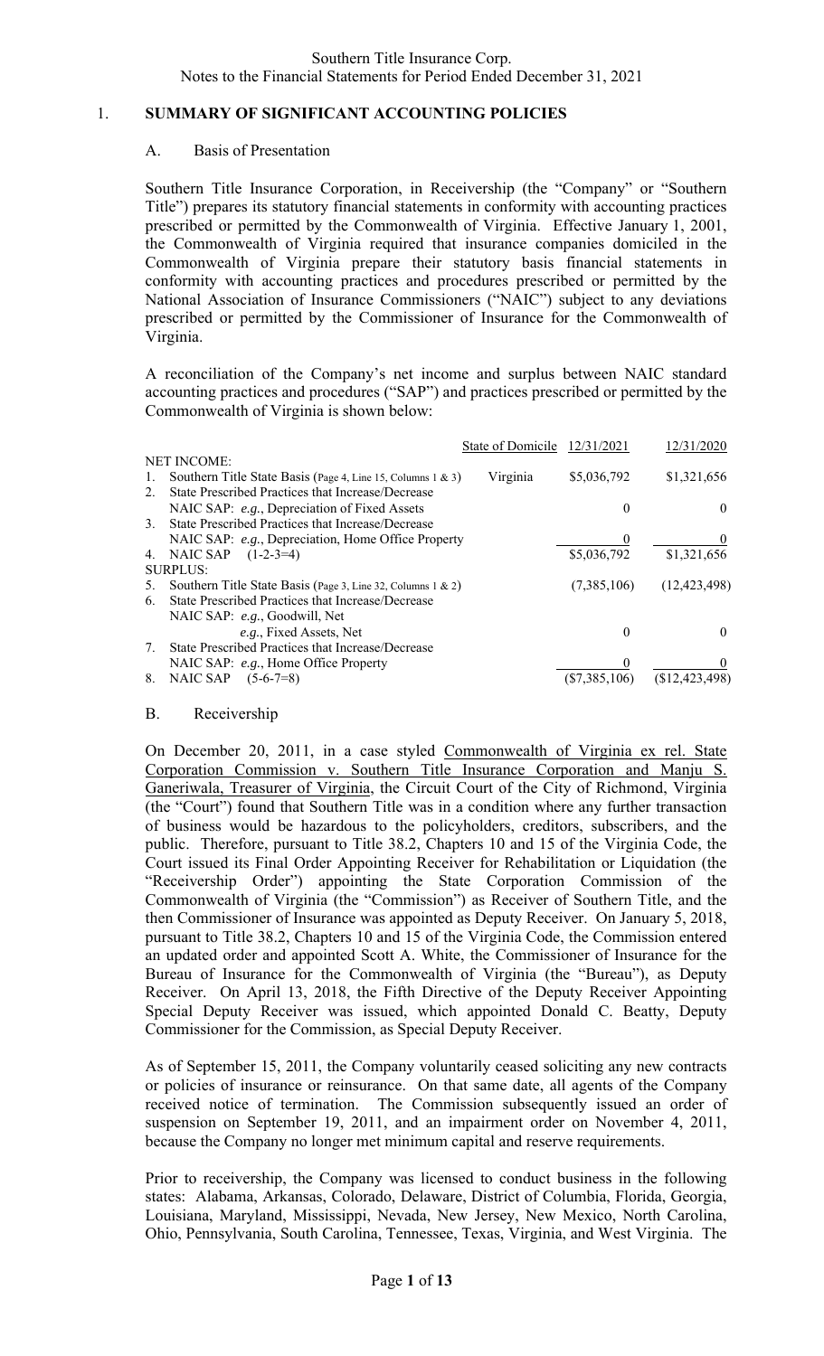## 1. SUMMARY OF SIGNIFICANT ACCOUNTING POLICIES

### A. Basis of Presentation

Southern Title Insurance Corporation, in Receivership (the "Company" or "Southern Title") prepares its statutory financial statements in conformity with accounting practices prescribed or permitted by the Commonwealth of Virginia. Effective January 1, 2001, the Commonwealth of Virginia required that insurance companies domiciled in the Commonwealth of Virginia prepare their statutory basis financial statements in conformity with accounting practices and procedures prescribed or permitted by the National Association of Insurance Commissioners ("NAIC") subject to any deviations prescribed or permitted by the Commissioner of Insurance for the Commonwealth of Virginia.

A reconciliation of the Company's net income and surplus between NAIC standard accounting practices and procedures ("SAP") and practices prescribed or permitted by the Commonwealth of Virginia is shown below:

| | State of Domicile | 12/31/2021 | 12/31/2020 |
|---|---|---|---|
| NET INCOME: | | | |
| 1. Southern Title State Basis (Page 4, Line 15, Columns 1 & 3) | Virginia | $5,036,792 | $1,321,656 |
| 2. State Prescribed Practices that Increase/Decrease NAIC SAP: *e.g.*, Depreciation of Fixed Assets | | 0 | 0 |
| 3. State Prescribed Practices that Increase/Decrease NAIC SAP: *e.g.*, Depreciation, Home Office Property | | 0 | 0 |
| 4. NAIC SAP (1-2-3=4) | | $5,036,792 | $1,321,656 |
| SURPLUS: | | | |
| 5. Southern Title State Basis (Page 3, Line 32, Columns 1 & 2) | | (7,385,106) | (12,423,498) |
| 6. State Prescribed Practices that Increase/Decrease NAIC SAP: *e.g.*, Goodwill, Net *e.g.*, Fixed Assets, Net | | 0 | 0 |
| 7. State Prescribed Practices that Increase/Decrease NAIC SAP: *e.g.*, Home Office Property | | 0 | 0 |
| 8. NAIC SAP (5-6-7=8) | | ($7,385,106) | ($12,423,498) |

### B. Receivership

On December 20, 2011, in a case styled Commonwealth of Virginia ex rel. State Corporation Commission v. Southern Title Insurance Corporation and Manju S. Ganeriwala, Treasurer of Virginia, the Circuit Court of the City of Richmond, Virginia (the "Court") found that Southern Title was in a condition where any further transaction of business would be hazardous to the policyholders, creditors, subscribers, and the public. Therefore, pursuant to Title 38.2, Chapters 10 and 15 of the Virginia Code, the Court issued its Final Order Appointing Receiver for Rehabilitation or Liquidation (the "Receivership Order") appointing the State Corporation Commission of the Commonwealth of Virginia (the "Commission") as Receiver of Southern Title, and the then Commissioner of Insurance was appointed as Deputy Receiver. On January 5, 2018, pursuant to Title 38.2, Chapters 10 and 15 of the Virginia Code, the Commission entered an updated order and appointed Scott A. White, the Commissioner of Insurance for the Bureau of Insurance for the Commonwealth of Virginia (the "Bureau"), as Deputy Receiver. On April 13, 2018, the Fifth Directive of the Deputy Receiver Appointing Special Deputy Receiver was issued, which appointed Donald C. Beatty, Deputy Commissioner for the Commission, as Special Deputy Receiver.

As of September 15, 2011, the Company voluntarily ceased soliciting any new contracts or policies of insurance or reinsurance. On that same date, all agents of the Company received notice of termination. The Commission subsequently issued an order of suspension on September 19, 2011, and an impairment order on November 4, 2011, because the Company no longer met minimum capital and reserve requirements.

Prior to receivership, the Company was licensed to conduct business in the following states: Alabama, Arkansas, Colorado, Delaware, District of Columbia, Florida, Georgia, Louisiana, Maryland, Mississippi, Nevada, New Jersey, New Mexico, North Carolina, Ohio, Pennsylvania, South Carolina, Tennessee, Texas, Virginia, and West Virginia. The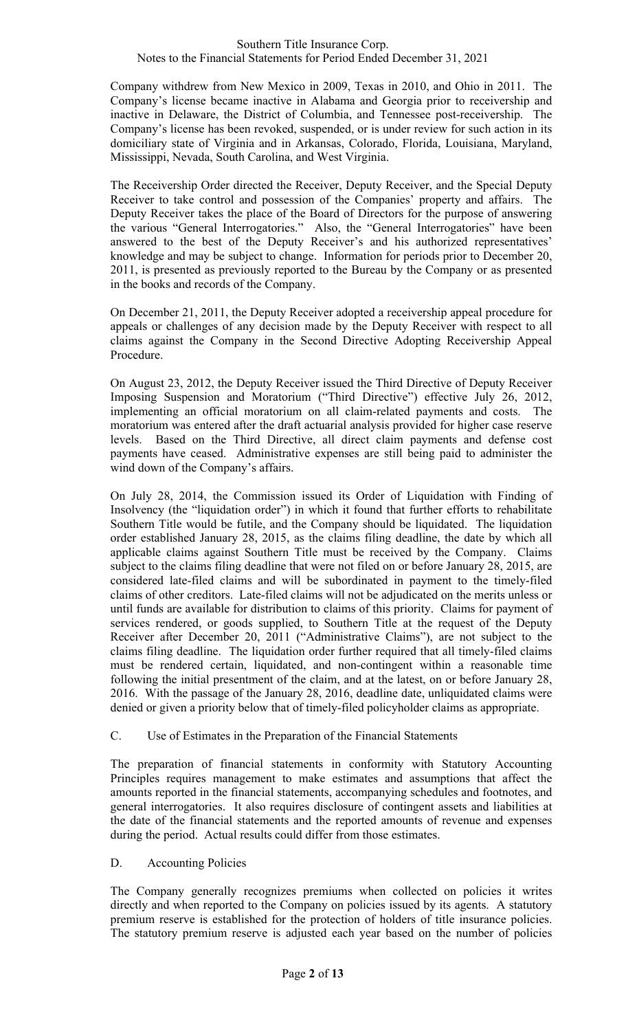Company withdrew from New Mexico in 2009, Texas in 2010, and Ohio in 2011. The Company's license became inactive in Alabama and Georgia prior to receivership and inactive in Delaware, the District of Columbia, and Tennessee post-receivership. The Company's license has been revoked, suspended, or is under review for such action in its domiciliary state of Virginia and in Arkansas, Colorado, Florida, Louisiana, Maryland, Mississippi, Nevada, South Carolina, and West Virginia.

The Receivership Order directed the Receiver, Deputy Receiver, and the Special Deputy Receiver to take control and possession of the Companies' property and affairs. The Deputy Receiver takes the place of the Board of Directors for the purpose of answering the various "General Interrogatories." Also, the "General Interrogatories" have been answered to the best of the Deputy Receiver's and his authorized representatives' knowledge and may be subject to change. Information for periods prior to December 20, 2011, is presented as previously reported to the Bureau by the Company or as presented in the books and records of the Company.

On December 21, 2011, the Deputy Receiver adopted a receivership appeal procedure for appeals or challenges of any decision made by the Deputy Receiver with respect to all claims against the Company in the Second Directive Adopting Receivership Appeal Procedure.

On August 23, 2012, the Deputy Receiver issued the Third Directive of Deputy Receiver Imposing Suspension and Moratorium ("Third Directive") effective July 26, 2012, implementing an official moratorium on all claim-related payments and costs. The moratorium was entered after the draft actuarial analysis provided for higher case reserve levels. Based on the Third Directive, all direct claim payments and defense cost payments have ceased. Administrative expenses are still being paid to administer the wind down of the Company's affairs.

On July 28, 2014, the Commission issued its Order of Liquidation with Finding of Insolvency (the "liquidation order") in which it found that further efforts to rehabilitate Southern Title would be futile, and the Company should be liquidated. The liquidation order established January 28, 2015, as the claims filing deadline, the date by which all applicable claims against Southern Title must be received by the Company. Claims subject to the claims filing deadline that were not filed on or before January 28, 2015, are considered late-filed claims and will be subordinated in payment to the timely-filed claims of other creditors. Late-filed claims will not be adjudicated on the merits unless or until funds are available for distribution to claims of this priority. Claims for payment of services rendered, or goods supplied, to Southern Title at the request of the Deputy Receiver after December 20, 2011 ("Administrative Claims"), are not subject to the claims filing deadline. The liquidation order further required that all timely-filed claims must be rendered certain, liquidated, and non-contingent within a reasonable time following the initial presentment of the claim, and at the latest, on or before January 28, 2016. With the passage of the January 28, 2016, deadline date, unliquidated claims were denied or given a priority below that of timely-filed policyholder claims as appropriate.

C. Use of Estimates in the Preparation of the Financial Statements

The preparation of financial statements in conformity with Statutory Accounting Principles requires management to make estimates and assumptions that affect the amounts reported in the financial statements, accompanying schedules and footnotes, and general interrogatories. It also requires disclosure of contingent assets and liabilities at the date of the financial statements and the reported amounts of revenue and expenses during the period. Actual results could differ from those estimates.

D. Accounting Policies

The Company generally recognizes premiums when collected on policies it writes directly and when reported to the Company on policies issued by its agents. A statutory premium reserve is established for the protection of holders of title insurance policies. The statutory premium reserve is adjusted each year based on the number of policies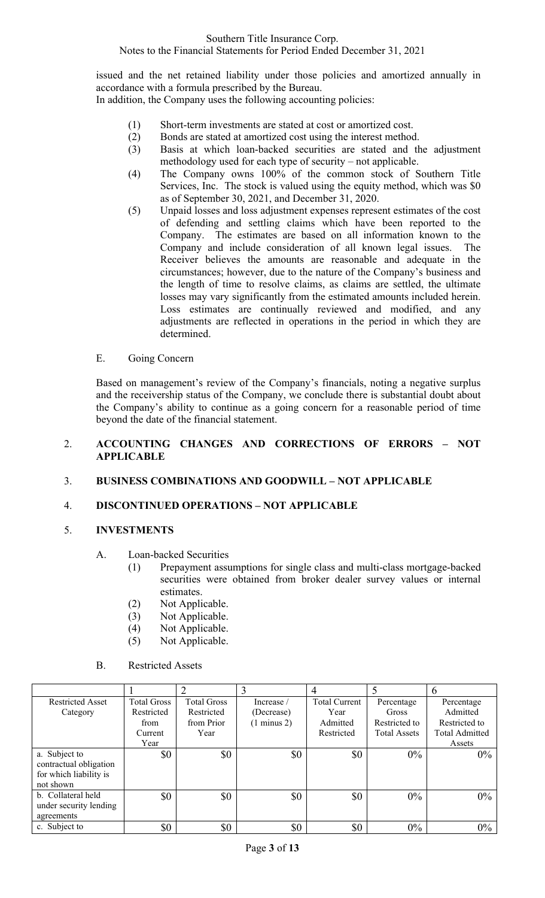issued and the net retained liability under those policies and amortized annually in accordance with a formula prescribed by the Bureau.
In addition, the Company uses the following accounting policies:

(1) Short-term investments are stated at cost or amortized cost.
(2) Bonds are stated at amortized cost using the interest method.
(3) Basis at which loan-backed securities are stated and the adjustment methodology used for each type of security – not applicable.
(4) The Company owns 100% of the common stock of Southern Title Services, Inc. The stock is valued using the equity method, which was $0 as of September 30, 2021, and December 31, 2020.
(5) Unpaid losses and loss adjustment expenses represent estimates of the cost of defending and settling claims which have been reported to the Company. The estimates are based on all information known to the Company and include consideration of all known legal issues. The Receiver believes the amounts are reasonable and adequate in the circumstances; however, due to the nature of the Company's business and the length of time to resolve claims, as claims are settled, the ultimate losses may vary significantly from the estimated amounts included herein. Loss estimates are continually reviewed and modified, and any adjustments are reflected in operations in the period in which they are determined.

E. Going Concern

Based on management's review of the Company's financials, noting a negative surplus and the receivership status of the Company, we conclude there is substantial doubt about the Company's ability to continue as a going concern for a reasonable period of time beyond the date of the financial statement.

## 2. ACCOUNTING CHANGES AND CORRECTIONS OF ERRORS – NOT APPLICABLE

## 3. BUSINESS COMBINATIONS AND GOODWILL – NOT APPLICABLE

## 4. DISCONTINUED OPERATIONS – NOT APPLICABLE

## 5. INVESTMENTS

A. Loan-backed Securities

(1) Prepayment assumptions for single class and multi-class mortgage-backed securities were obtained from broker dealer survey values or internal estimates.
(2) Not Applicable.
(3) Not Applicable.
(4) Not Applicable.
(5) Not Applicable.

B. Restricted Assets

| | 1 | 2 | 3 | 4 | 5 | 6 |
|---|---|---|---|---|---|---|
| Restricted Asset Category | Total Gross Restricted from Current Year | Total Gross Restricted from Prior Year | Increase / (Decrease) (1 minus 2) | Total Current Year Admitted Restricted | Percentage Gross Restricted to Total Assets | Percentage Admitted Restricted to Total Admitted Assets |
| a. Subject to contractual obligation for which liability is not shown | $0 | $0 | $0 | $0 | 0% | 0% |
| b. Collateral held under security lending agreements | $0 | $0 | $0 | $0 | 0% | 0% |
| c. Subject to | $0 | $0 | $0 | $0 | 0% | 0% |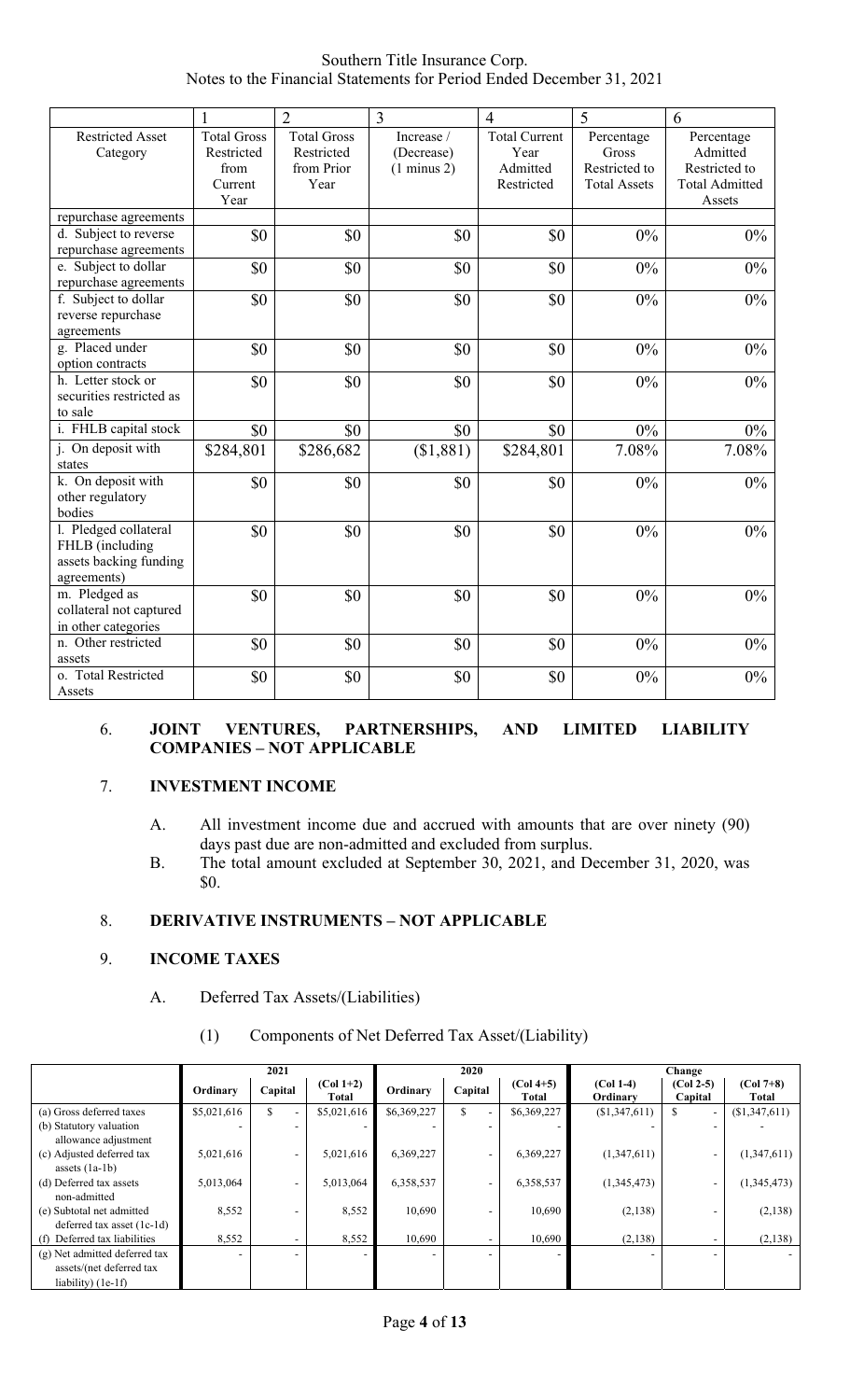| Restricted Asset Category | 1 Total Gross Restricted from Current Year | 2 Total Gross Restricted from Prior Year | 3 Increase / (Decrease) (1 minus 2) | 4 Total Current Year Admitted Restricted | 5 Percentage Gross Restricted to Total Assets | 6 Percentage Admitted Restricted to Total Admitted Assets |
|---|---|---|---|---|---|---|
| repurchase agreements | | | | | | |
| d. Subject to reverse repurchase agreements | $0 | $0 | $0 | $0 | 0% | 0% |
| e. Subject to dollar repurchase agreements | $0 | $0 | $0 | $0 | 0% | 0% |
| f. Subject to dollar reverse repurchase agreements | $0 | $0 | $0 | $0 | 0% | 0% |
| g. Placed under option contracts | $0 | $0 | $0 | $0 | 0% | 0% |
| h. Letter stock or securities restricted as to sale | $0 | $0 | $0 | $0 | 0% | 0% |
| i. FHLB capital stock | $0 | $0 | $0 | $0 | 0% | 0% |
| j. On deposit with states | $284,801 | $286,682 | ($1,881) | $284,801 | 7.08% | 7.08% |
| k. On deposit with other regulatory bodies | $0 | $0 | $0 | $0 | 0% | 0% |
| l. Pledged collateral FHLB (including assets backing funding agreements) | $0 | $0 | $0 | $0 | 0% | 0% |
| m. Pledged as collateral not captured in other categories | $0 | $0 | $0 | $0 | 0% | 0% |
| n. Other restricted assets | $0 | $0 | $0 | $0 | 0% | 0% |
| o. Total Restricted Assets | $0 | $0 | $0 | $0 | 0% | 0% |

## 6. JOINT VENTURES, PARTNERSHIPS, AND LIMITED LIABILITY COMPANIES – NOT APPLICABLE

## 7. INVESTMENT INCOME

A. All investment income due and accrued with amounts that are over ninety (90) days past due are non-admitted and excluded from surplus.

B. The total amount excluded at September 30, 2021, and December 31, 2020, was $0.

## 8. DERIVATIVE INSTRUMENTS – NOT APPLICABLE

## 9. INCOME TAXES

A. Deferred Tax Assets/(Liabilities)

(1) Components of Net Deferred Tax Asset/(Liability)

| | 2021 | | | 2020 | | | Change | | |
|---|---|---|---|---|---|---|---|---|---|
| | Ordinary | Capital | (Col 1+2) Total | Ordinary | Capital | (Col 4+5) Total | (Col 1-4) Ordinary | (Col 2-5) Capital | (Col 7+8) Total |
| (a) Gross deferred taxes | $5,021,616 | $ - | $5,021,616 | $6,369,227 | $ - | $6,369,227 | ($1,347,611) | $ - | ($1,347,611) |
| (b) Statutory valuation allowance adjustment | - | - | - | - | - | - | - | - | - |
| (c) Adjusted deferred tax assets (1a-1b) | 5,021,616 | - | 5,021,616 | 6,369,227 | - | 6,369,227 | (1,347,611) | - | (1,347,611) |
| (d) Deferred tax assets non-admitted | 5,013,064 | - | 5,013,064 | 6,358,537 | - | 6,358,537 | (1,345,473) | - | (1,345,473) |
| (e) Subtotal net admitted deferred tax asset (1c-1d) | 8,552 | - | 8,552 | 10,690 | - | 10,690 | (2,138) | - | (2,138) |
| (f) Deferred tax liabilities | 8,552 | - | 8,552 | 10,690 | - | 10,690 | (2,138) | - | (2,138) |
| (g) Net admitted deferred tax assets/(net deferred tax liability) (1e-1f) | - | - | - | - | - | - | - | - | - |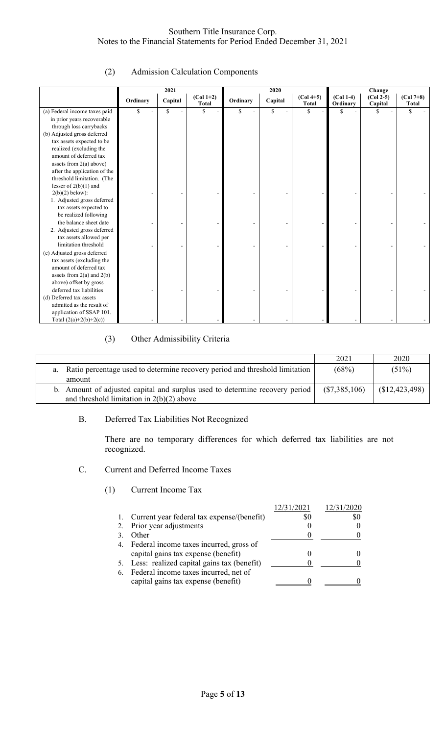## (2) Admission Calculation Components

| | 2021 | | | 2020 | | | Change | | |
|---|---|---|---|---|---|---|---|---|---|
| | Ordinary | Capital | (Col 1+2) Total | Ordinary | Capital | (Col 4+5) Total | (Col 1-4) Ordinary | (Col 2-5) Capital | (Col 7+8) Total |
| (a) Federal income taxes paid in prior years recoverable through loss carrybacks | $ - | $ - | $ - | $ - | $ - | $ - | $ - | $ - | $ - |
| (b) Adjusted gross deferred tax assets expected to be realized (excluding the amount of deferred tax assets from 2(a) above) after the application of the threshold limitation. (The lesser of 2(b)(1) and 2(b)(2) below): | - | - | - | - | - | - | - | - | - |
| 1. Adjusted gross deferred tax assets expected to be realized following the balance sheet date | - | - | - | - | - | - | - | - | - |
| 2. Adjusted gross deferred tax assets allowed per limitation threshold | - | - | - | - | - | - | - | - | - |
| (c) Adjusted gross deferred tax assets (excluding the amount of deferred tax assets from 2(a) and 2(b) above) offset by gross deferred tax liabilities | - | - | - | - | - | - | - | - | - |
| (d) Deferred tax assets admitted as the result of application of SSAP 101. Total (2(a)+2(b)+2(c)) | - | - | - | - | - | - | - | - | - |

## (3) Other Admissibility Criteria

| | 2021 | 2020 |
|---|---|---|
| a. Ratio percentage used to determine recovery period and threshold limitation amount | (68%) | (51%) |
| b. Amount of adjusted capital and surplus used to determine recovery period and threshold limitation in 2(b)(2) above | ($7,385,106) | ($12,423,498) |

## B. Deferred Tax Liabilities Not Recognized

There are no temporary differences for which deferred tax liabilities are not recognized.

## C. Current and Deferred Income Taxes

### (1) Current Income Tax

| | 12/31/2021 | 12/31/2020 |
|---|---|---|
| 1. Current year federal tax expense/(benefit) | $0 | $0 |
| 2. Prior year adjustments | 0 | 0 |
| 3. Other | 0 | 0 |
| 4. Federal income taxes incurred, gross of capital gains tax expense (benefit) | 0 | 0 |
| 5. Less: realized capital gains tax (benefit) | 0 | 0 |
| 6. Federal income taxes incurred, net of capital gains tax expense (benefit) | 0 | 0 |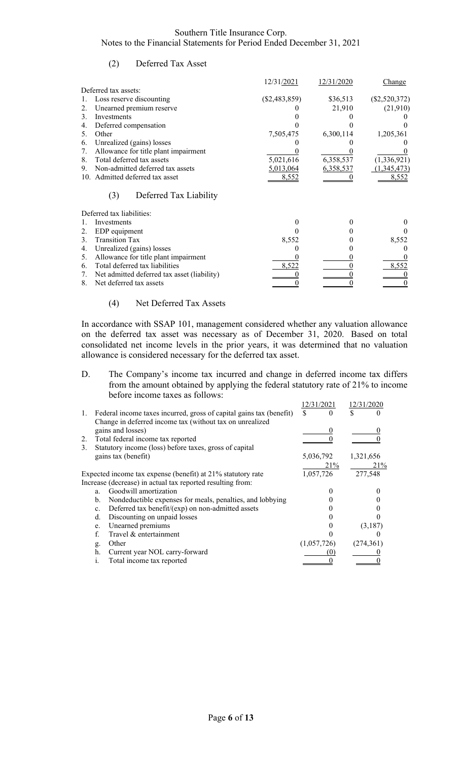(2) Deferred Tax Asset

| | 12/31/2021 | 12/31/2020 | Change |
|---|---|---|---|
| Deferred tax assets: | | | |
| 1. Loss reserve discounting | ($2,483,859) | $36,513 | ($2,520,372) |
| 2. Unearned premium reserve | 0 | 21,910 | (21,910) |
| 3. Investments | 0 | 0 | 0 |
| 4. Deferred compensation | 0 | 0 | 0 |
| 5. Other | 7,505,475 | 6,300,114 | 1,205,361 |
| 6. Unrealized (gains) losses | 0 | 0 | 0 |
| 7. Allowance for title plant impairment | 0 | 0 | 0 |
| 8. Total deferred tax assets | 5,021,616 | 6,358,537 | (1,336,921) |
| 9. Non-admitted deferred tax assets | 5,013,064 | 6,358,537 | (1,345,473) |
| 10. Admitted deferred tax asset | 8,552 | 0 | 8,552 |

(3) Deferred Tax Liability

| | 12/31/2021 | 12/31/2020 | Change |
|---|---|---|---|
| Deferred tax liabilities: | | | |
| 1. Investments | 0 | 0 | 0 |
| 2. EDP equipment | 0 | 0 | 0 |
| 3. Transition Tax | 8,552 | 0 | 8,552 |
| 4. Unrealized (gains) losses | 0 | 0 | 0 |
| 5. Allowance for title plant impairment | 0 | 0 | 0 |
| 6. Total deferred tax liabilities | 8,522 | 0 | 8,552 |
| 7. Net admitted deferred tax asset (liability) | 0 | 0 | 0 |
| 8. Net deferred tax assets | 0 | 0 | 0 |

(4) Net Deferred Tax Assets

In accordance with SSAP 101, management considered whether any valuation allowance on the deferred tax asset was necessary as of December 31, 2020. Based on total consolidated net income levels in the prior years, it was determined that no valuation allowance is considered necessary for the deferred tax asset.

D. The Company's income tax incurred and change in deferred income tax differs from the amount obtained by applying the federal statutory rate of 21% to income before income taxes as follows:

| | 12/31/2021 | 12/31/2020 |
|---|---|---|
| 1. Federal income taxes incurred, gross of capital gains tax (benefit) | $ 0 | $ 0 |
| Change in deferred income tax (without tax on unrealized gains and losses) | 0 | 0 |
| 2. Total federal income tax reported | 0 | 0 |
| 3. Statutory income (loss) before taxes, gross of capital gains tax (benefit) | 5,036,792 | 1,321,656 |
| | 21% | 21% |
| Expected income tax expense (benefit) at 21% statutory rate | 1,057,726 | 277,548 |
| Increase (decrease) in actual tax reported resulting from: | | |
| a. Goodwill amortization | 0 | 0 |
| b. Nondeductible expenses for meals, penalties, and lobbying | 0 | 0 |
| c. Deferred tax benefit/(exp) on non-admitted assets | 0 | 0 |
| d. Discounting on unpaid losses | 0 | 0 |
| e. Unearned premiums | 0 | (3,187) |
| f. Travel & entertainment | 0 | 0 |
| g. Other | (1,057,726) | (274,361) |
| h. Current year NOL carry-forward | (0) | 0 |
| i. Total income tax reported | 0 | 0 |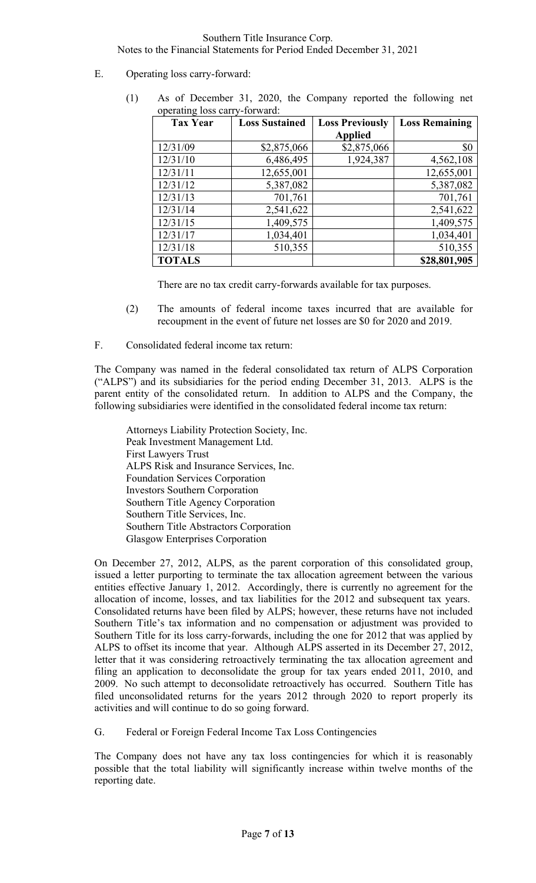E. Operating loss carry-forward:

(1) As of December 31, 2020, the Company reported the following net operating loss carry-forward:

| Tax Year | Loss Sustained | Loss Previously Applied | Loss Remaining |
|---|---|---|---|
| 12/31/09 | $2,875,066 | $2,875,066 | $0 |
| 12/31/10 | 6,486,495 | 1,924,387 | 4,562,108 |
| 12/31/11 | 12,655,001 | | 12,655,001 |
| 12/31/12 | 5,387,082 | | 5,387,082 |
| 12/31/13 | 701,761 | | 701,761 |
| 12/31/14 | 2,541,622 | | 2,541,622 |
| 12/31/15 | 1,409,575 | | 1,409,575 |
| 12/31/17 | 1,034,401 | | 1,034,401 |
| 12/31/18 | 510,355 | | 510,355 |
| **TOTALS** | | | **$28,801,905** |

There are no tax credit carry-forwards available for tax purposes.

(2) The amounts of federal income taxes incurred that are available for recoupment in the event of future net losses are $0 for 2020 and 2019.

F. Consolidated federal income tax return:

The Company was named in the federal consolidated tax return of ALPS Corporation ("ALPS") and its subsidiaries for the period ending December 31, 2013. ALPS is the parent entity of the consolidated return. In addition to ALPS and the Company, the following subsidiaries were identified in the consolidated federal income tax return:

Attorneys Liability Protection Society, Inc.  
Peak Investment Management Ltd.  
First Lawyers Trust  
ALPS Risk and Insurance Services, Inc.  
Foundation Services Corporation  
Investors Southern Corporation  
Southern Title Agency Corporation  
Southern Title Services, Inc.  
Southern Title Abstractors Corporation  
Glasgow Enterprises Corporation

On December 27, 2012, ALPS, as the parent corporation of this consolidated group, issued a letter purporting to terminate the tax allocation agreement between the various entities effective January 1, 2012. Accordingly, there is currently no agreement for the allocation of income, losses, and tax liabilities for the 2012 and subsequent tax years. Consolidated returns have been filed by ALPS; however, these returns have not included Southern Title's tax information and no compensation or adjustment was provided to Southern Title for its loss carry-forwards, including the one for 2012 that was applied by ALPS to offset its income that year. Although ALPS asserted in its December 27, 2012, letter that it was considering retroactively terminating the tax allocation agreement and filing an application to deconsolidate the group for tax years ended 2011, 2010, and 2009. No such attempt to deconsolidate retroactively has occurred. Southern Title has filed unconsolidated returns for the years 2012 through 2020 to report properly its activities and will continue to do so going forward.

G. Federal or Foreign Federal Income Tax Loss Contingencies

The Company does not have any tax loss contingencies for which it is reasonably possible that the total liability will significantly increase within twelve months of the reporting date.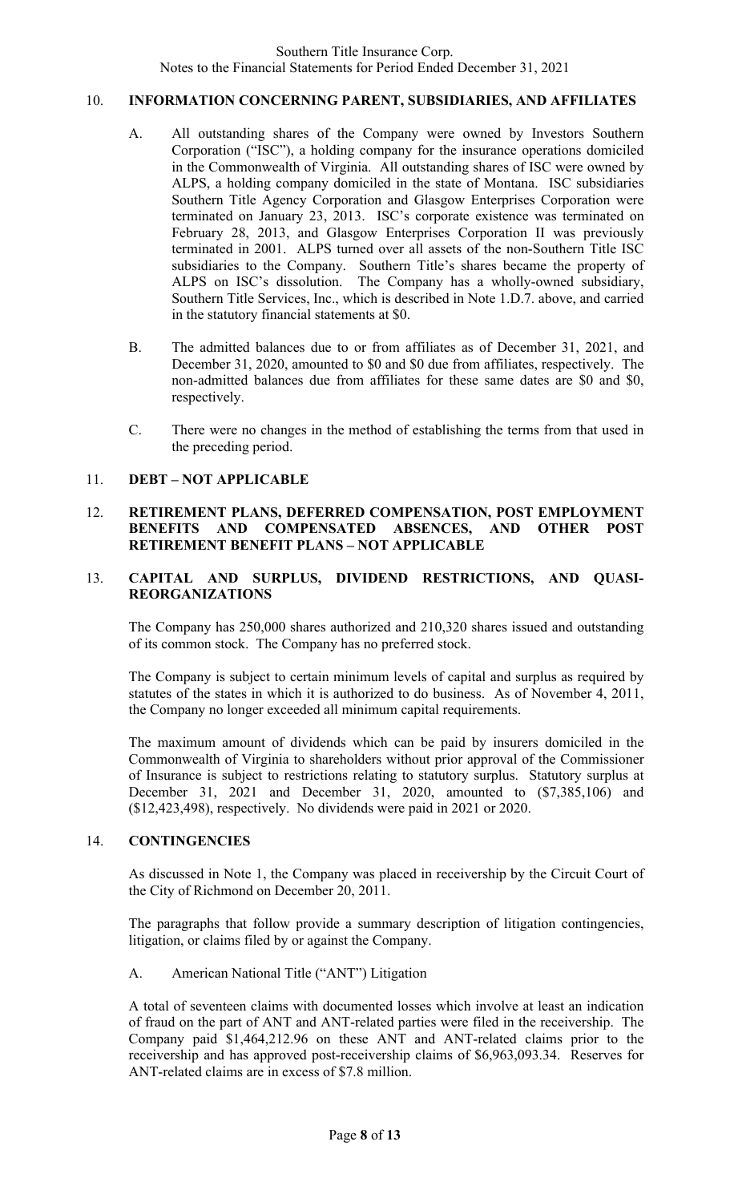## 10. INFORMATION CONCERNING PARENT, SUBSIDIARIES, AND AFFILIATES

A. All outstanding shares of the Company were owned by Investors Southern Corporation ("ISC"), a holding company for the insurance operations domiciled in the Commonwealth of Virginia. All outstanding shares of ISC were owned by ALPS, a holding company domiciled in the state of Montana. ISC subsidiaries Southern Title Agency Corporation and Glasgow Enterprises Corporation were terminated on January 23, 2013. ISC's corporate existence was terminated on February 28, 2013, and Glasgow Enterprises Corporation II was previously terminated in 2001. ALPS turned over all assets of the non-Southern Title ISC subsidiaries to the Company. Southern Title's shares became the property of ALPS on ISC's dissolution. The Company has a wholly-owned subsidiary, Southern Title Services, Inc., which is described in Note 1.D.7. above, and carried in the statutory financial statements at $0.

B. The admitted balances due to or from affiliates as of December 31, 2021, and December 31, 2020, amounted to $0 and $0 due from affiliates, respectively. The non-admitted balances due from affiliates for these same dates are $0 and $0, respectively.

C. There were no changes in the method of establishing the terms from that used in the preceding period.

## 11. DEBT – NOT APPLICABLE

## 12. RETIREMENT PLANS, DEFERRED COMPENSATION, POST EMPLOYMENT BENEFITS AND COMPENSATED ABSENCES, AND OTHER POST RETIREMENT BENEFIT PLANS – NOT APPLICABLE

## 13. CAPITAL AND SURPLUS, DIVIDEND RESTRICTIONS, AND QUASI-REORGANIZATIONS

The Company has 250,000 shares authorized and 210,320 shares issued and outstanding of its common stock. The Company has no preferred stock.

The Company is subject to certain minimum levels of capital and surplus as required by statutes of the states in which it is authorized to do business. As of November 4, 2011, the Company no longer exceeded all minimum capital requirements.

The maximum amount of dividends which can be paid by insurers domiciled in the Commonwealth of Virginia to shareholders without prior approval of the Commissioner of Insurance is subject to restrictions relating to statutory surplus. Statutory surplus at December 31, 2021 and December 31, 2020, amounted to ($7,385,106) and ($12,423,498), respectively. No dividends were paid in 2021 or 2020.

## 14. CONTINGENCIES

As discussed in Note 1, the Company was placed in receivership by the Circuit Court of the City of Richmond on December 20, 2011.

The paragraphs that follow provide a summary description of litigation contingencies, litigation, or claims filed by or against the Company.

A. American National Title ("ANT") Litigation

A total of seventeen claims with documented losses which involve at least an indication of fraud on the part of ANT and ANT-related parties were filed in the receivership. The Company paid $1,464,212.96 on these ANT and ANT-related claims prior to the receivership and has approved post-receivership claims of $6,963,093.34. Reserves for ANT-related claims are in excess of $7.8 million.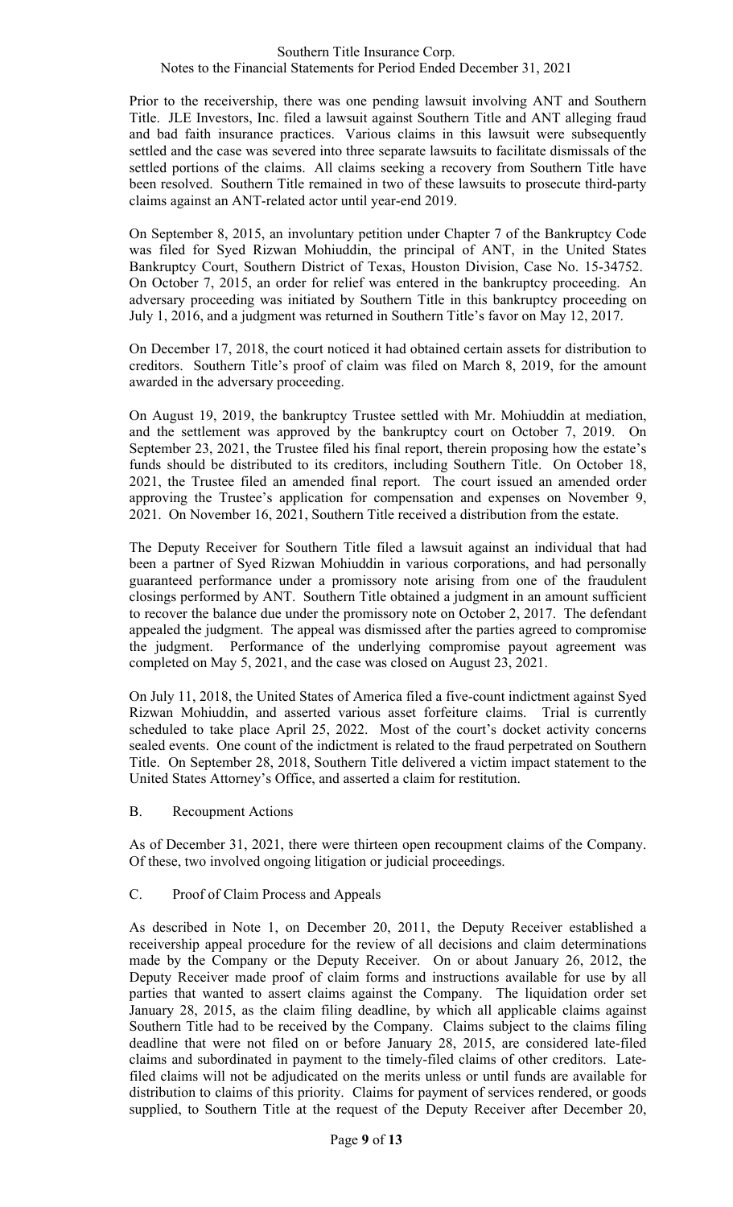Prior to the receivership, there was one pending lawsuit involving ANT and Southern Title. JLE Investors, Inc. filed a lawsuit against Southern Title and ANT alleging fraud and bad faith insurance practices. Various claims in this lawsuit were subsequently settled and the case was severed into three separate lawsuits to facilitate dismissals of the settled portions of the claims. All claims seeking a recovery from Southern Title have been resolved. Southern Title remained in two of these lawsuits to prosecute third-party claims against an ANT-related actor until year-end 2019.

On September 8, 2015, an involuntary petition under Chapter 7 of the Bankruptcy Code was filed for Syed Rizwan Mohiuddin, the principal of ANT, in the United States Bankruptcy Court, Southern District of Texas, Houston Division, Case No. 15-34752. On October 7, 2015, an order for relief was entered in the bankruptcy proceeding. An adversary proceeding was initiated by Southern Title in this bankruptcy proceeding on July 1, 2016, and a judgment was returned in Southern Title's favor on May 12, 2017.

On December 17, 2018, the court noticed it had obtained certain assets for distribution to creditors. Southern Title's proof of claim was filed on March 8, 2019, for the amount awarded in the adversary proceeding.

On August 19, 2019, the bankruptcy Trustee settled with Mr. Mohiuddin at mediation, and the settlement was approved by the bankruptcy court on October 7, 2019. On September 23, 2021, the Trustee filed his final report, therein proposing how the estate's funds should be distributed to its creditors, including Southern Title. On October 18, 2021, the Trustee filed an amended final report. The court issued an amended order approving the Trustee's application for compensation and expenses on November 9, 2021. On November 16, 2021, Southern Title received a distribution from the estate.

The Deputy Receiver for Southern Title filed a lawsuit against an individual that had been a partner of Syed Rizwan Mohiuddin in various corporations, and had personally guaranteed performance under a promissory note arising from one of the fraudulent closings performed by ANT. Southern Title obtained a judgment in an amount sufficient to recover the balance due under the promissory note on October 2, 2017. The defendant appealed the judgment. The appeal was dismissed after the parties agreed to compromise the judgment. Performance of the underlying compromise payout agreement was completed on May 5, 2021, and the case was closed on August 23, 2021.

On July 11, 2018, the United States of America filed a five-count indictment against Syed Rizwan Mohiuddin, and asserted various asset forfeiture claims. Trial is currently scheduled to take place April 25, 2022. Most of the court's docket activity concerns sealed events. One count of the indictment is related to the fraud perpetrated on Southern Title. On September 28, 2018, Southern Title delivered a victim impact statement to the United States Attorney's Office, and asserted a claim for restitution.

B. Recoupment Actions

As of December 31, 2021, there were thirteen open recoupment claims of the Company. Of these, two involved ongoing litigation or judicial proceedings.

C. Proof of Claim Process and Appeals

As described in Note 1, on December 20, 2011, the Deputy Receiver established a receivership appeal procedure for the review of all decisions and claim determinations made by the Company or the Deputy Receiver. On or about January 26, 2012, the Deputy Receiver made proof of claim forms and instructions available for use by all parties that wanted to assert claims against the Company. The liquidation order set January 28, 2015, as the claim filing deadline, by which all applicable claims against Southern Title had to be received by the Company. Claims subject to the claims filing deadline that were not filed on or before January 28, 2015, are considered late-filed claims and subordinated in payment to the timely-filed claims of other creditors. Late-filed claims will not be adjudicated on the merits unless or until funds are available for distribution to claims of this priority. Claims for payment of services rendered, or goods supplied, to Southern Title at the request of the Deputy Receiver after December 20,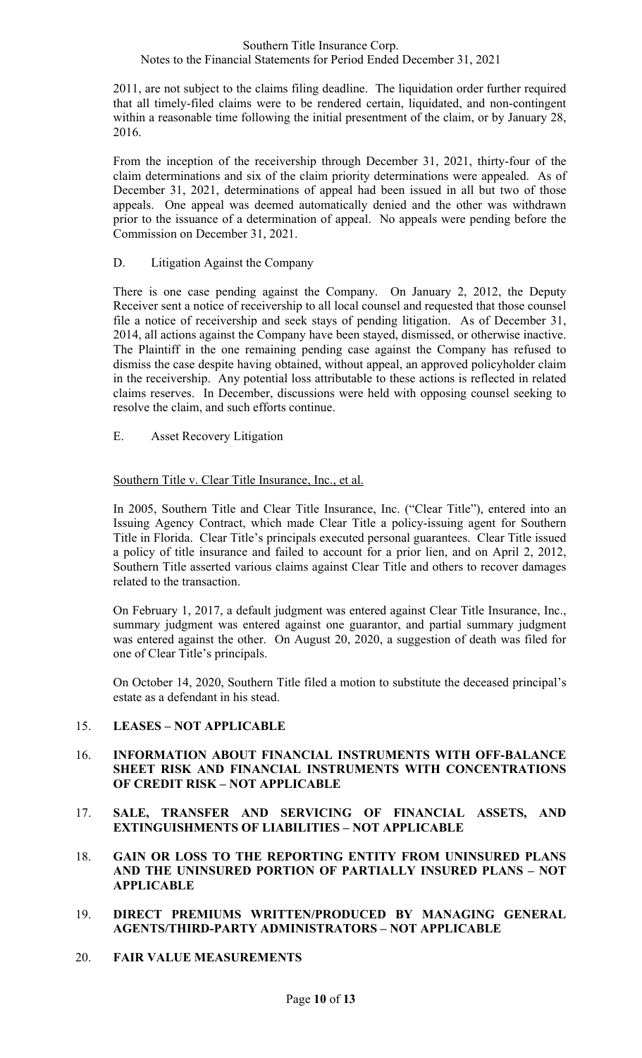2011, are not subject to the claims filing deadline. The liquidation order further required that all timely-filed claims were to be rendered certain, liquidated, and non-contingent within a reasonable time following the initial presentment of the claim, or by January 28, 2016.

From the inception of the receivership through December 31, 2021, thirty-four of the claim determinations and six of the claim priority determinations were appealed. As of December 31, 2021, determinations of appeal had been issued in all but two of those appeals. One appeal was deemed automatically denied and the other was withdrawn prior to the issuance of a determination of appeal. No appeals were pending before the Commission on December 31, 2021.

D. Litigation Against the Company

There is one case pending against the Company. On January 2, 2012, the Deputy Receiver sent a notice of receivership to all local counsel and requested that those counsel file a notice of receivership and seek stays of pending litigation. As of December 31, 2014, all actions against the Company have been stayed, dismissed, or otherwise inactive. The Plaintiff in the one remaining pending case against the Company has refused to dismiss the case despite having obtained, without appeal, an approved policyholder claim in the receivership. Any potential loss attributable to these actions is reflected in related claims reserves. In December, discussions were held with opposing counsel seeking to resolve the claim, and such efforts continue.

E. Asset Recovery Litigation

Southern Title v. Clear Title Insurance, Inc., et al.

In 2005, Southern Title and Clear Title Insurance, Inc. ("Clear Title"), entered into an Issuing Agency Contract, which made Clear Title a policy-issuing agent for Southern Title in Florida. Clear Title's principals executed personal guarantees. Clear Title issued a policy of title insurance and failed to account for a prior lien, and on April 2, 2012, Southern Title asserted various claims against Clear Title and others to recover damages related to the transaction.

On February 1, 2017, a default judgment was entered against Clear Title Insurance, Inc., summary judgment was entered against one guarantor, and partial summary judgment was entered against the other. On August 20, 2020, a suggestion of death was filed for one of Clear Title's principals.

On October 14, 2020, Southern Title filed a motion to substitute the deceased principal's estate as a defendant in his stead.

## 15. LEASES – NOT APPLICABLE

## 16. INFORMATION ABOUT FINANCIAL INSTRUMENTS WITH OFF-BALANCE SHEET RISK AND FINANCIAL INSTRUMENTS WITH CONCENTRATIONS OF CREDIT RISK – NOT APPLICABLE

## 17. SALE, TRANSFER AND SERVICING OF FINANCIAL ASSETS, AND EXTINGUISHMENTS OF LIABILITIES – NOT APPLICABLE

## 18. GAIN OR LOSS TO THE REPORTING ENTITY FROM UNINSURED PLANS AND THE UNINSURED PORTION OF PARTIALLY INSURED PLANS – NOT APPLICABLE

## 19. DIRECT PREMIUMS WRITTEN/PRODUCED BY MANAGING GENERAL AGENTS/THIRD-PARTY ADMINISTRATORS – NOT APPLICABLE

## 20. FAIR VALUE MEASUREMENTS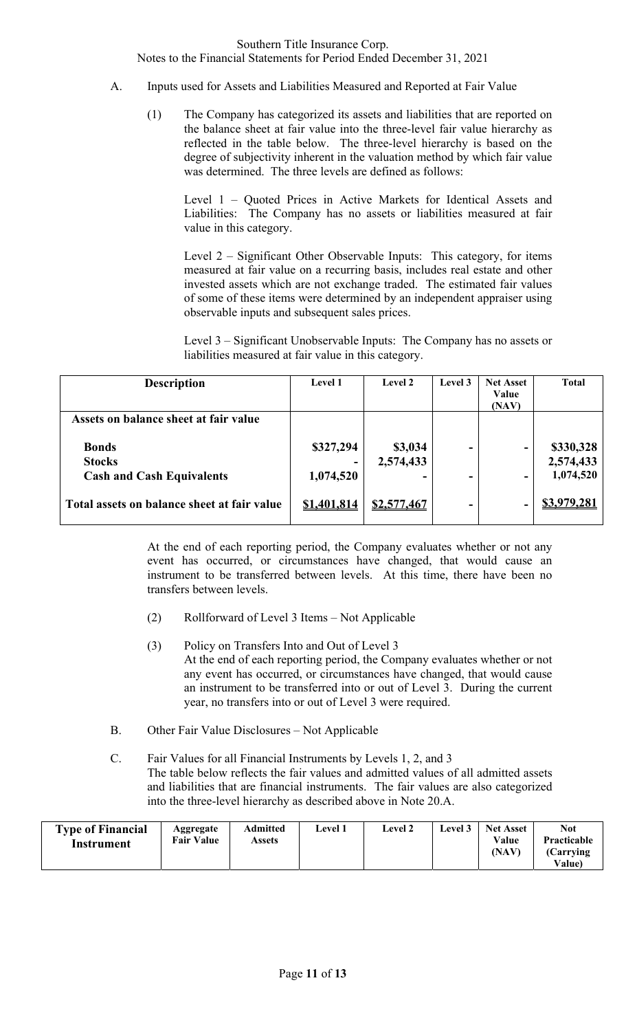A. Inputs used for Assets and Liabilities Measured and Reported at Fair Value

(1) The Company has categorized its assets and liabilities that are reported on the balance sheet at fair value into the three-level fair value hierarchy as reflected in the table below. The three-level hierarchy is based on the degree of subjectivity inherent in the valuation method by which fair value was determined. The three levels are defined as follows:

Level 1 – Quoted Prices in Active Markets for Identical Assets and Liabilities: The Company has no assets or liabilities measured at fair value in this category.

Level 2 – Significant Other Observable Inputs: This category, for items measured at fair value on a recurring basis, includes real estate and other invested assets which are not exchange traded. The estimated fair values of some of these items were determined by an independent appraiser using observable inputs and subsequent sales prices.

Level 3 – Significant Unobservable Inputs: The Company has no assets or liabilities measured at fair value in this category.

| Description | Level 1 | Level 2 | Level 3 | Net Asset Value (NAV) | Total |
|---|---|---|---|---|---|
| **Assets on balance sheet at fair value** | | | | | |
| **Bonds** | $327,294 | $3,034 | - | - | $330,328 |
| **Stocks** | - | 2,574,433 | | | 2,574,433 |
| **Cash and Cash Equivalents** | 1,074,520 | - | - | - | 1,074,520 |
| **Total assets on balance sheet at fair value** | $1,401,814 | $2,577,467 | - | - | $3,979,281 |

At the end of each reporting period, the Company evaluates whether or not any event has occurred, or circumstances have changed, that would cause an instrument to be transferred between levels. At this time, there have been no transfers between levels.

(2) Rollforward of Level 3 Items – Not Applicable

(3) Policy on Transfers Into and Out of Level 3
At the end of each reporting period, the Company evaluates whether or not any event has occurred, or circumstances have changed, that would cause an instrument to be transferred into or out of Level 3. During the current year, no transfers into or out of Level 3 were required.

B. Other Fair Value Disclosures – Not Applicable

C. Fair Values for all Financial Instruments by Levels 1, 2, and 3
The table below reflects the fair values and admitted values of all admitted assets and liabilities that are financial instruments. The fair values are also categorized into the three-level hierarchy as described above in Note 20.A.

| Type of Financial Instrument | Aggregate Fair Value | Admitted Assets | Level 1 | Level 2 | Level 3 | Net Asset Value (NAV) | Not Practicable (Carrying Value) |
|---|---|---|---|---|---|---|---|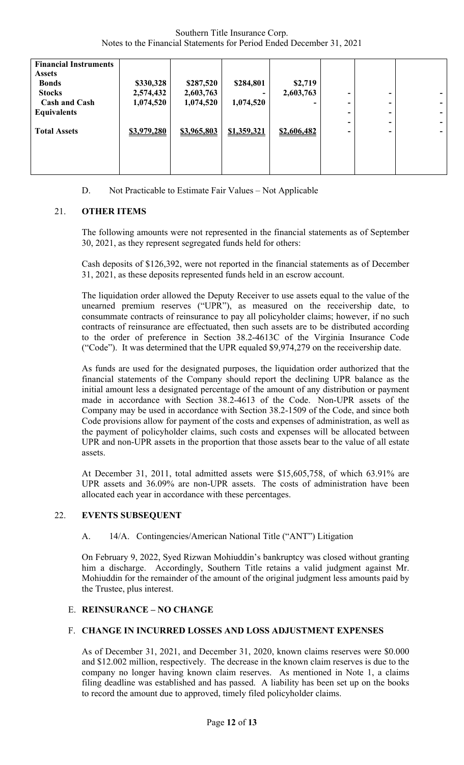| Financial Instruments | | | | | | | |
|---|---|---|---|---|---|---|---|
| **Assets** | | | | | | | |
| **Bonds** | **$330,328** | **$287,520** | **$284,801** | **$2,719** | | | |
| **Stocks** | 2,574,432 | 2,603,763 | - | 2,603,763 | - | - | - |
| **Cash and Cash Equivalents** | 1,074,520 | 1,074,520 | 1,074,520 | - | - | - | - |
| | | | | | - | - | - |
| **Total Assets** | **$3,979,280** | **$3,965,803** | **$1,359,321** | **$2,606,482** | - | - | - |

D. Not Practicable to Estimate Fair Values – Not Applicable

## 21. OTHER ITEMS

The following amounts were not represented in the financial statements as of September 30, 2021, as they represent segregated funds held for others:

Cash deposits of $126,392, were not reported in the financial statements as of December 31, 2021, as these deposits represented funds held in an escrow account.

The liquidation order allowed the Deputy Receiver to use assets equal to the value of the unearned premium reserves ("UPR"), as measured on the receivership date, to consummate contracts of reinsurance to pay all policyholder claims; however, if no such contracts of reinsurance are effectuated, then such assets are to be distributed according to the order of preference in Section 38.2-4613C of the Virginia Insurance Code ("Code"). It was determined that the UPR equaled $9,974,279 on the receivership date.

As funds are used for the designated purposes, the liquidation order authorized that the financial statements of the Company should report the declining UPR balance as the initial amount less a designated percentage of the amount of any distribution or payment made in accordance with Section 38.2-4613 of the Code. Non-UPR assets of the Company may be used in accordance with Section 38.2-1509 of the Code, and since both Code provisions allow for payment of the costs and expenses of administration, as well as the payment of policyholder claims, such costs and expenses will be allocated between UPR and non-UPR assets in the proportion that those assets bear to the value of all estate assets.

At December 31, 2011, total admitted assets were $15,605,758, of which 63.91% are UPR assets and 36.09% are non-UPR assets. The costs of administration have been allocated each year in accordance with these percentages.

## 22. EVENTS SUBSEQUENT

A. 14/A. Contingencies/American National Title ("ANT") Litigation

On February 9, 2022, Syed Rizwan Mohiuddin's bankruptcy was closed without granting him a discharge. Accordingly, Southern Title retains a valid judgment against Mr. Mohiuddin for the remainder of the amount of the original judgment less amounts paid by the Trustee, plus interest.

### E. REINSURANCE – NO CHANGE

### F. CHANGE IN INCURRED LOSSES AND LOSS ADJUSTMENT EXPENSES

As of December 31, 2021, and December 31, 2020, known claims reserves were $0.000 and $12.002 million, respectively. The decrease in the known claim reserves is due to the company no longer having known claim reserves. As mentioned in Note 1, a claims filing deadline was established and has passed. A liability has been set up on the books to record the amount due to approved, timely filed policyholder claims.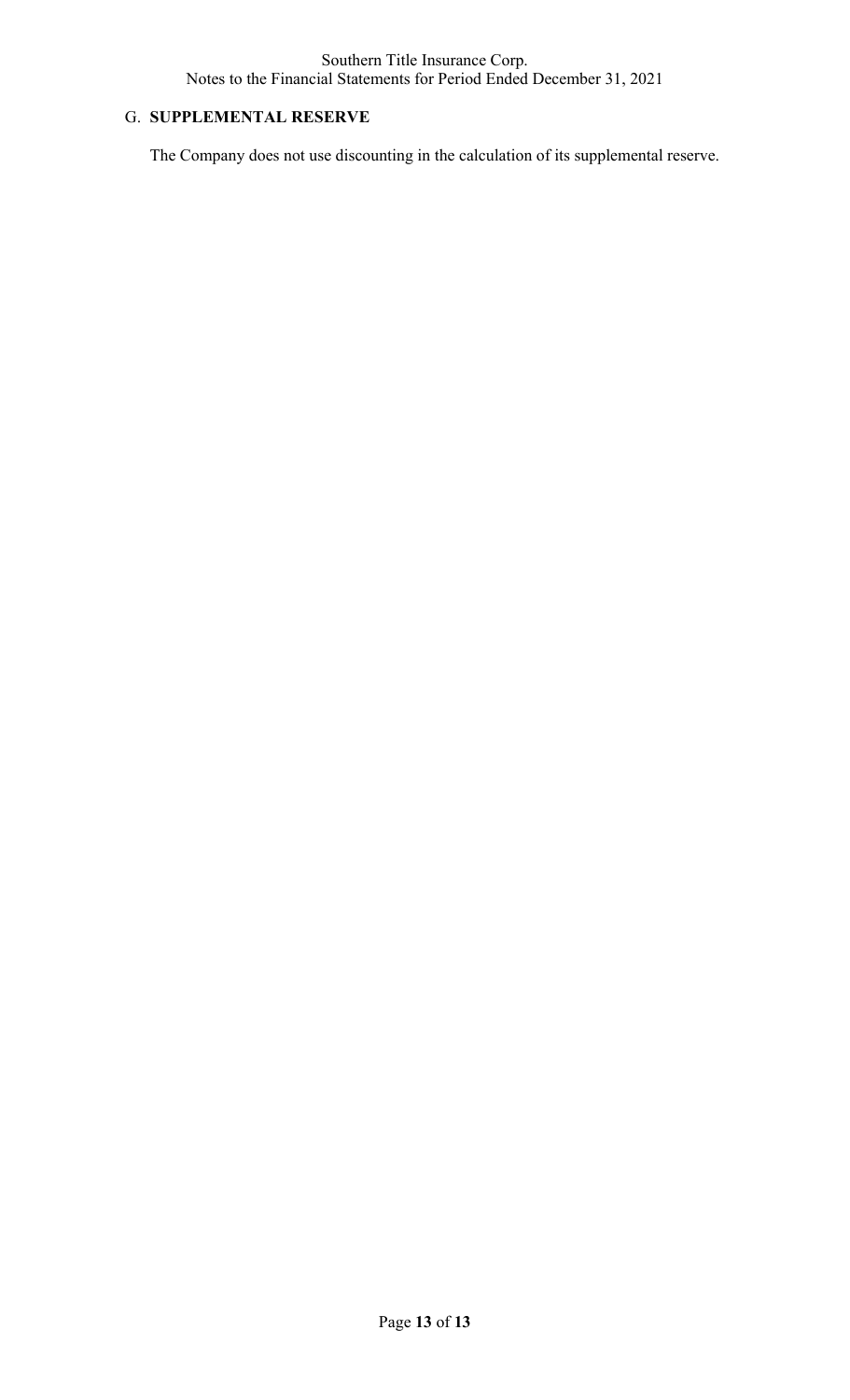## G. SUPPLEMENTAL RESERVE

The Company does not use discounting in the calculation of its supplemental reserve.